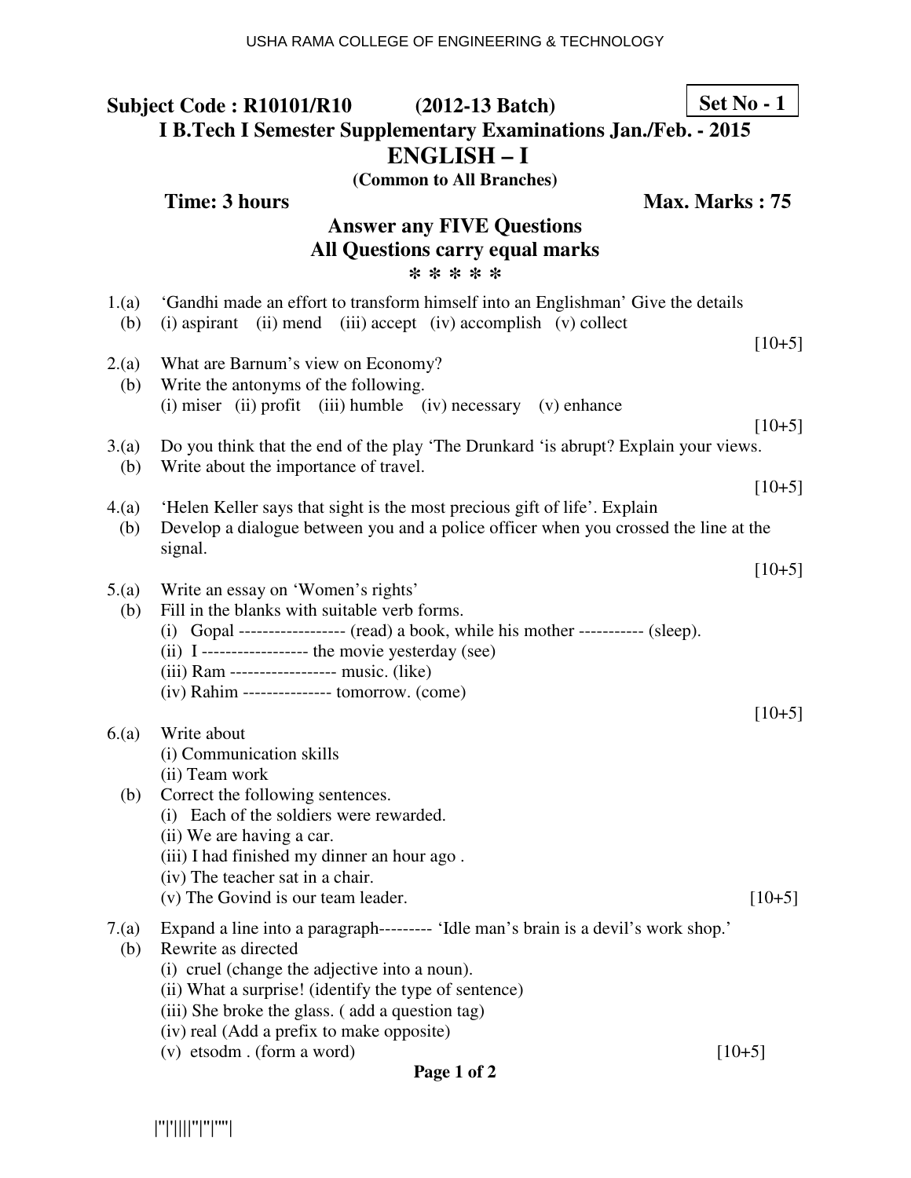**Subject Code : R10101/R10 (2012-13 Batch)** **Set No - 1**

**I B.Tech I Semester Supplementary Examinations Jan./Feb. - 2015**

# ENGLISH – I

**(Common to All Branches)**

**Time: 3 hours** **Max. Marks : 75**

**Answer any FIVE Questions**
**All Questions carry equal marks**

*** * * * ***

1.(a) 'Gandhi made an effort to transform himself into an Englishman' Give the details
  (b) (i) aspirant (ii) mend (iii) accept (iv) accomplish (v) collect

[10+5]

2.(a) What are Barnum's view on Economy?
  (b) Write the antonyms of the following.
  (i) miser (ii) profit (iii) humble (iv) necessary (v) enhance

[10+5]

3.(a) Do you think that the end of the play 'The Drunkard 'is abrupt? Explain your views.
  (b) Write about the importance of travel.

[10+5]

4.(a) 'Helen Keller says that sight is the most precious gift of life'. Explain
  (b) Develop a dialogue between you and a police officer when you crossed the line at the signal.

[10+5]

5.(a) Write an essay on 'Women's rights'
  (b) Fill in the blanks with suitable verb forms.
  (i) Gopal ------------------ (read) a book, while his mother ----------- (sleep).
  (ii) I ----------------- the movie yesterday (see)
  (iii) Ram ------------------ music. (like)
  (iv) Rahim --------------- tomorrow. (come)

[10+5]

6.(a) Write about
  (i) Communication skills
  (ii) Team work
  (b) Correct the following sentences.
  (i) Each of the soldiers were rewarded.
  (ii) We are having a car.
  (iii) I had finished my dinner an hour ago .
  (iv) The teacher sat in a chair.
  (v) The Govind is our team leader.

[10+5]

7.(a) Expand a line into a paragraph--------- 'Idle man's brain is a devil's work shop.'
  (b) Rewrite as directed
  (i) cruel (change the adjective into a noun).
  (ii) What a surprise! (identify the type of sentence)
  (iii) She broke the glass. ( add a question tag)
  (iv) real (Add a prefix to make opposite)
  (v) etsodm . (form a word)

[10+5]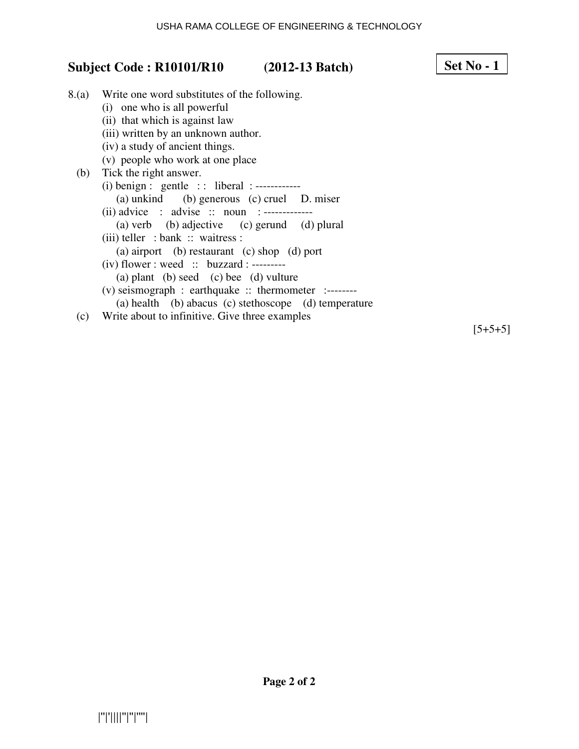**Subject Code : R10101/R10 (2012-13 Batch)** **Set No - 1**

8.(a) Write one word substitutes of the following.

(i) one who is all powerful
(ii) that which is against law
(iii) written by an unknown author.
(iv) a study of ancient things.
(v) people who work at one place

(b) Tick the right answer.

(i) benign : gentle : : liberal : ------------
  (a) unkind (b) generous (c) cruel D. miser
(ii) advice : advise :: noun : -------------
  (a) verb (b) adjective (c) gerund (d) plural
(iii) teller : bank :: waitress :
  (a) airport (b) restaurant (c) shop (d) port
(iv) flower : weed :: buzzard : ---------
  (a) plant (b) seed (c) bee (d) vulture
(v) seismograph : earthquake :: thermometer :--------
  (a) health (b) abacus (c) stethoscope (d) temperature

(c) Write about to infinitive. Give three examples

[5+5+5]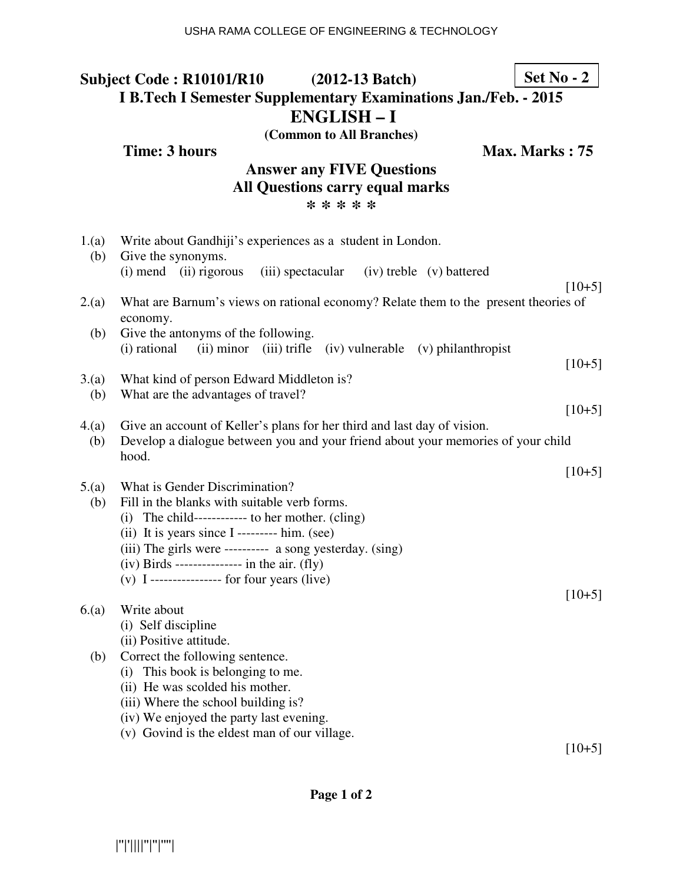**Subject Code : R10101/R10 (2012-13 Batch)** **Set No - 2**

**I B.Tech I Semester Supplementary Examinations Jan./Feb. - 2015**

# ENGLISH – I

**(Common to All Branches)**

**Time: 3 hours** **Max. Marks : 75**

**Answer any FIVE Questions**
**All Questions carry equal marks**
**\* \* \* \* \***

1.(a) Write about Gandhiji's experiences as a student in London.
(b) Give the synonyms.
(i) mend (ii) rigorous (iii) spectacular (iv) treble (v) battered
[10+5]

2.(a) What are Barnum's views on rational economy? Relate them to the present theories of economy.
(b) Give the antonyms of the following.
(i) rational (ii) minor (iii) trifle (iv) vulnerable (v) philanthropist
[10+5]

3.(a) What kind of person Edward Middleton is?
(b) What are the advantages of travel?
[10+5]

4.(a) Give an account of Keller's plans for her third and last day of vision.
(b) Develop a dialogue between you and your friend about your memories of your child hood.
[10+5]

5.(a) What is Gender Discrimination?
(b) Fill in the blanks with suitable verb forms.
(i) The child------------ to her mother. (cling)
(ii) It is years since I --------- him. (see)
(iii) The girls were ---------- a song yesterday. (sing)
(iv) Birds --------------- in the air. (fly)
(v) I ---------------- for four years (live)
[10+5]

6.(a) Write about
(i) Self discipline
(ii) Positive attitude.
(b) Correct the following sentence.
(i) This book is belonging to me.
(ii) He was scolded his mother.
(iii) Where the school building is?
(iv) We enjoyed the party last evening.
(v) Govind is the eldest man of our village.
[10+5]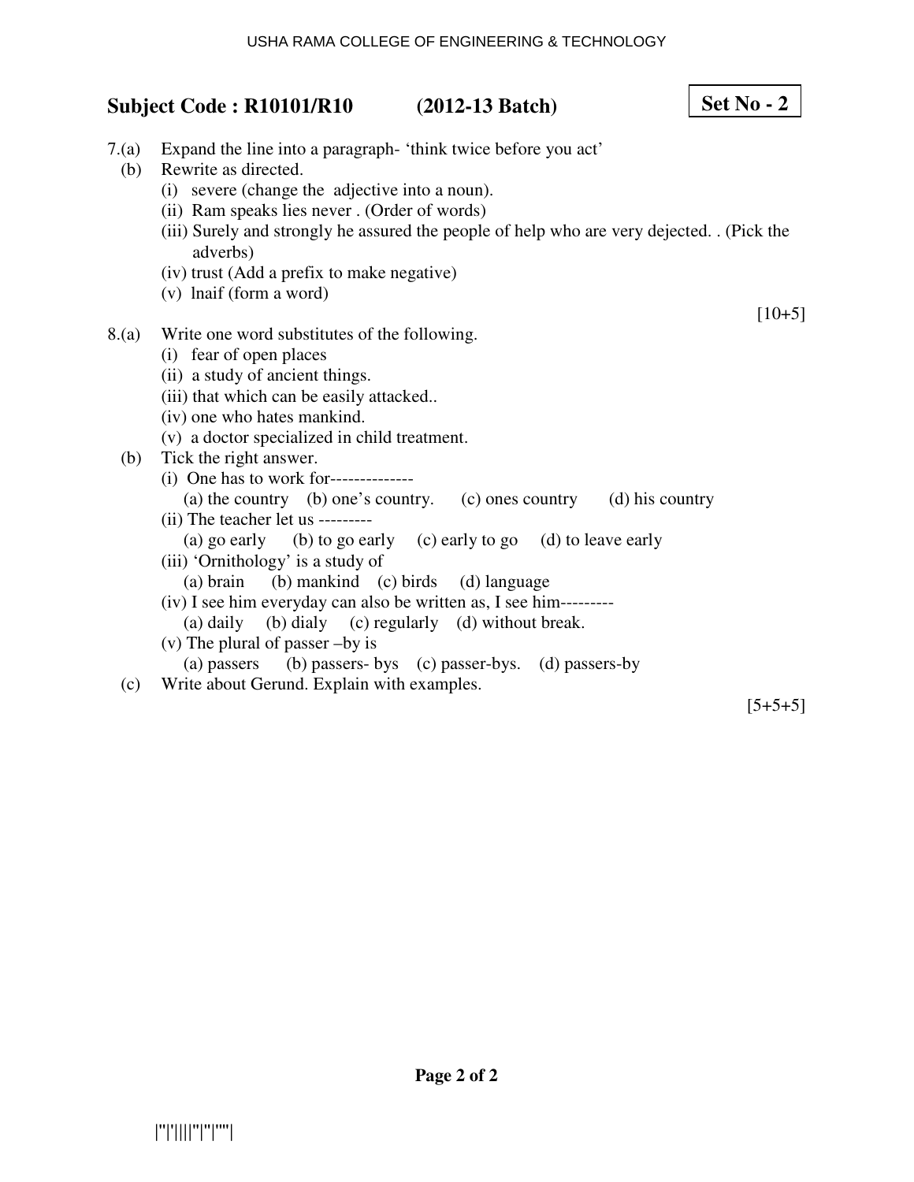**Subject Code : R10101/R10 (2012-13 Batch) Set No - 2**

7.(a) Expand the line into a paragraph- 'think twice before you act'

(b) Rewrite as directed.

(i) severe (change the adjective into a noun).

(ii) Ram speaks lies never . (Order of words)

(iii) Surely and strongly he assured the people of help who are very dejected. . (Pick the adverbs)

(iv) trust (Add a prefix to make negative)

(v) lnaif (form a word)

[10+5]

8.(a) Write one word substitutes of the following.

(i) fear of open places

(ii) a study of ancient things.

(iii) that which can be easily attacked..

(iv) one who hates mankind.

(v) a doctor specialized in child treatment.

(b) Tick the right answer.

(i) One has to work for--------------

(a) the country (b) one's country. (c) ones country (d) his country

(ii) The teacher let us ---------

(a) go early (b) to go early (c) early to go (d) to leave early

(iii) 'Ornithology' is a study of

(a) brain (b) mankind (c) birds (d) language

(iv) I see him everyday can also be written as, I see him---------

(a) daily (b) dialy (c) regularly (d) without break.

(v) The plural of passer –by is

(a) passers (b) passers- bys (c) passer-bys. (d) passers-by

(c) Write about Gerund. Explain with examples.

[5+5+5]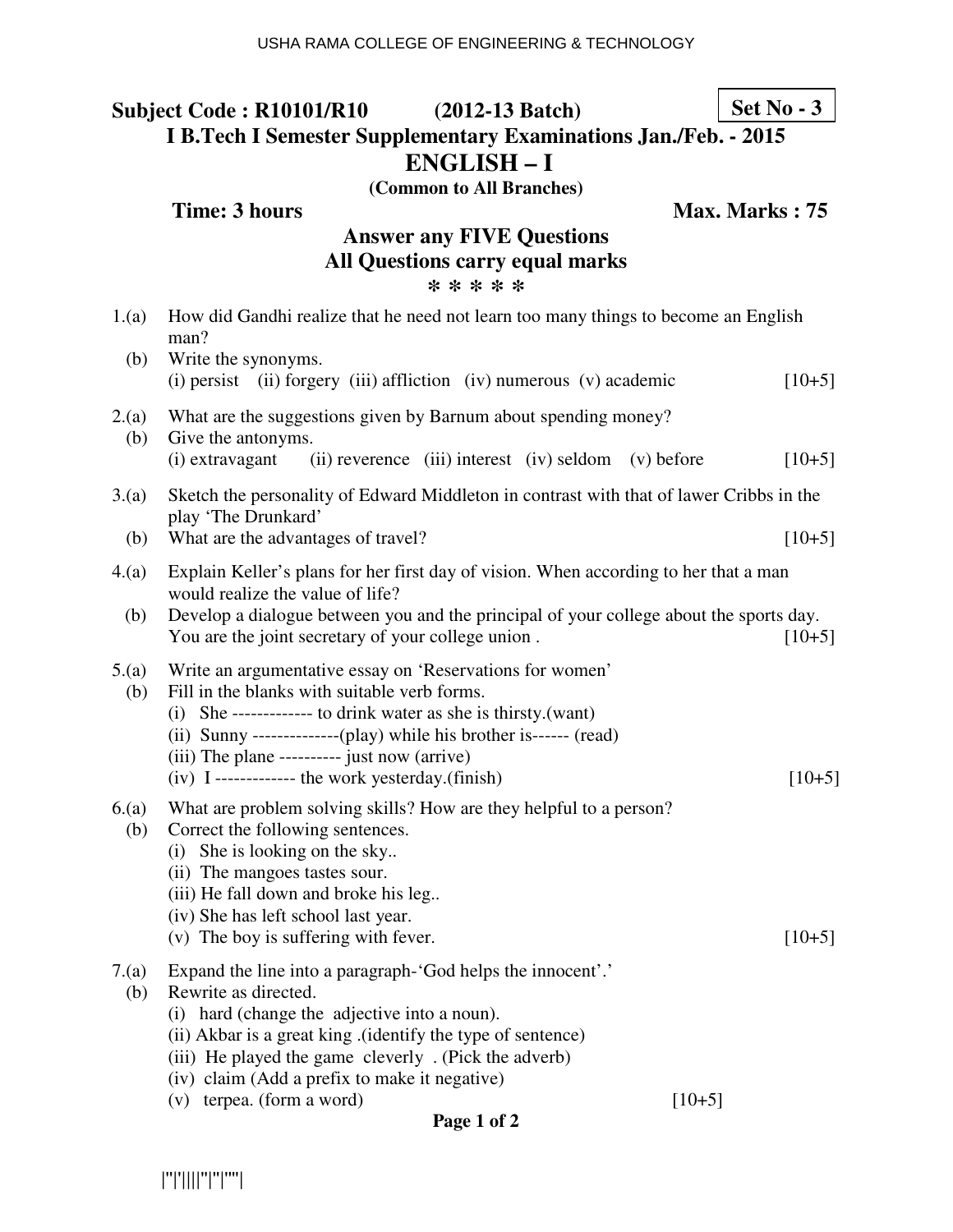**Subject Code : R10101/R10 (2012-13 Batch)** **Set No - 3**

**I B.Tech I Semester Supplementary Examinations Jan./Feb. - 2015**

# ENGLISH – I

**(Common to All Branches)**

**Time: 3 hours** **Max. Marks : 75**

**Answer any FIVE Questions**
**All Questions carry equal marks**
**\* \* \* \* \***

1.(a) How did Gandhi realize that he need not learn too many things to become an English man?
 (b) Write the synonyms.
 (i) persist (ii) forgery (iii) affliction (iv) numerous (v) academic [10+5]

2.(a) What are the suggestions given by Barnum about spending money?
 (b) Give the antonyms.
 (i) extravagant (ii) reverence (iii) interest (iv) seldom (v) before [10+5]

3.(a) Sketch the personality of Edward Middleton in contrast with that of lawer Cribbs in the play 'The Drunkard'
 (b) What are the advantages of travel? [10+5]

4.(a) Explain Keller's plans for her first day of vision. When according to her that a man would realize the value of life?
 (b) Develop a dialogue between you and the principal of your college about the sports day. You are the joint secretary of your college union . [10+5]

5.(a) Write an argumentative essay on 'Reservations for women'
 (b) Fill in the blanks with suitable verb forms.
 (i) She ------------- to drink water as she is thirsty.(want)
 (ii) Sunny --------------(play) while his brother is------ (read)
 (iii) The plane ---------- just now (arrive)
 (iv) I ------------- the work yesterday.(finish) [10+5]

6.(a) What are problem solving skills? How are they helpful to a person?
 (b) Correct the following sentences.
 (i) She is looking on the sky..
 (ii) The mangoes tastes sour.
 (iii) He fall down and broke his leg..
 (iv) She has left school last year.
 (v) The boy is suffering with fever. [10+5]

7.(a) Expand the line into a paragraph-'God helps the innocent'.'
 (b) Rewrite as directed.
 (i) hard (change the adjective into a noun).
 (ii) Akbar is a great king .(identify the type of sentence)
 (iii) He played the game cleverly . (Pick the adverb)
 (iv) claim (Add a prefix to make it negative)
 (v) terpea. (form a word) [10+5]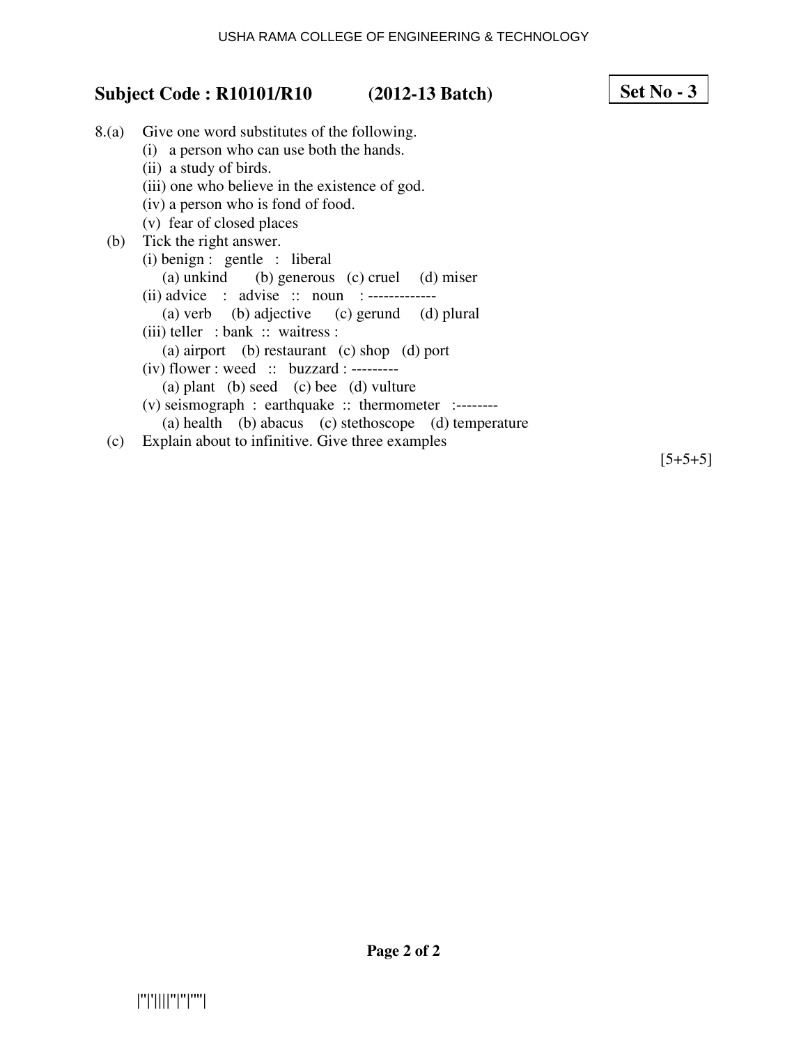**Subject Code : R10101/R10 (2012-13 Batch)** **Set No - 3**

8.(a) Give one word substitutes of the following.
   (i) a person who can use both the hands.
   (ii) a study of birds.
   (iii) one who believe in the existence of god.
   (iv) a person who is fond of food.
   (v) fear of closed places

(b) Tick the right answer.
   (i) benign : gentle : liberal
      (a) unkind (b) generous (c) cruel (d) miser
   (ii) advice : advise :: noun : -------------
      (a) verb (b) adjective (c) gerund (d) plural
   (iii) teller : bank :: waitress :
      (a) airport (b) restaurant (c) shop (d) port
   (iv) flower : weed :: buzzard : ---------
      (a) plant (b) seed (c) bee (d) vulture
   (v) seismograph : earthquake :: thermometer :--------
      (a) health (b) abacus (c) stethoscope (d) temperature

(c) Explain about to infinitive. Give three examples

[5+5+5]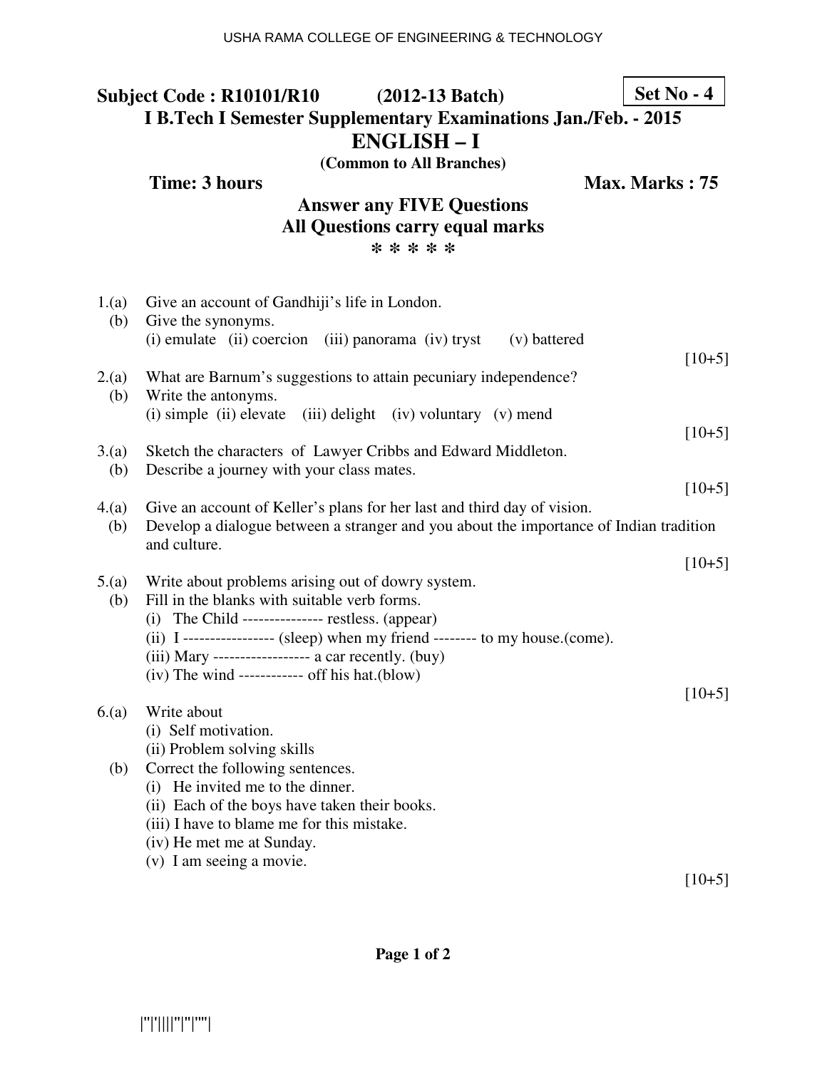**Subject Code : R10101/R10 (2012-13 Batch)** **Set No - 4**

**I B.Tech I Semester Supplementary Examinations Jan./Feb. - 2015**

# ENGLISH – I

**(Common to All Branches)**

**Time: 3 hours** **Max. Marks : 75**

**Answer any FIVE Questions**
**All Questions carry equal marks**
**\* \* \* \* \***

1.(a) Give an account of Gandhiji's life in London.
(b) Give the synonyms.
(i) emulate (ii) coercion (iii) panorama (iv) tryst (v) battered
[10+5]

2.(a) What are Barnum's suggestions to attain pecuniary independence?
(b) Write the antonyms.
(i) simple (ii) elevate (iii) delight (iv) voluntary (v) mend
[10+5]

3.(a) Sketch the characters of Lawyer Cribbs and Edward Middleton.
(b) Describe a journey with your class mates.
[10+5]

4.(a) Give an account of Keller's plans for her last and third day of vision.
(b) Develop a dialogue between a stranger and you about the importance of Indian tradition and culture.
[10+5]

5.(a) Write about problems arising out of dowry system.
(b) Fill in the blanks with suitable verb forms.
(i) The Child --------------- restless. (appear)
(ii) I ---------------- (sleep) when my friend -------- to my house.(come).
(iii) Mary ------------------ a car recently. (buy)
(iv) The wind ------------ off his hat.(blow)
[10+5]

6.(a) Write about
(i) Self motivation.
(ii) Problem solving skills
(b) Correct the following sentences.
(i) He invited me to the dinner.
(ii) Each of the boys have taken their books.
(iii) I have to blame me for this mistake.
(iv) He met me at Sunday.
(v) I am seeing a movie.
[10+5]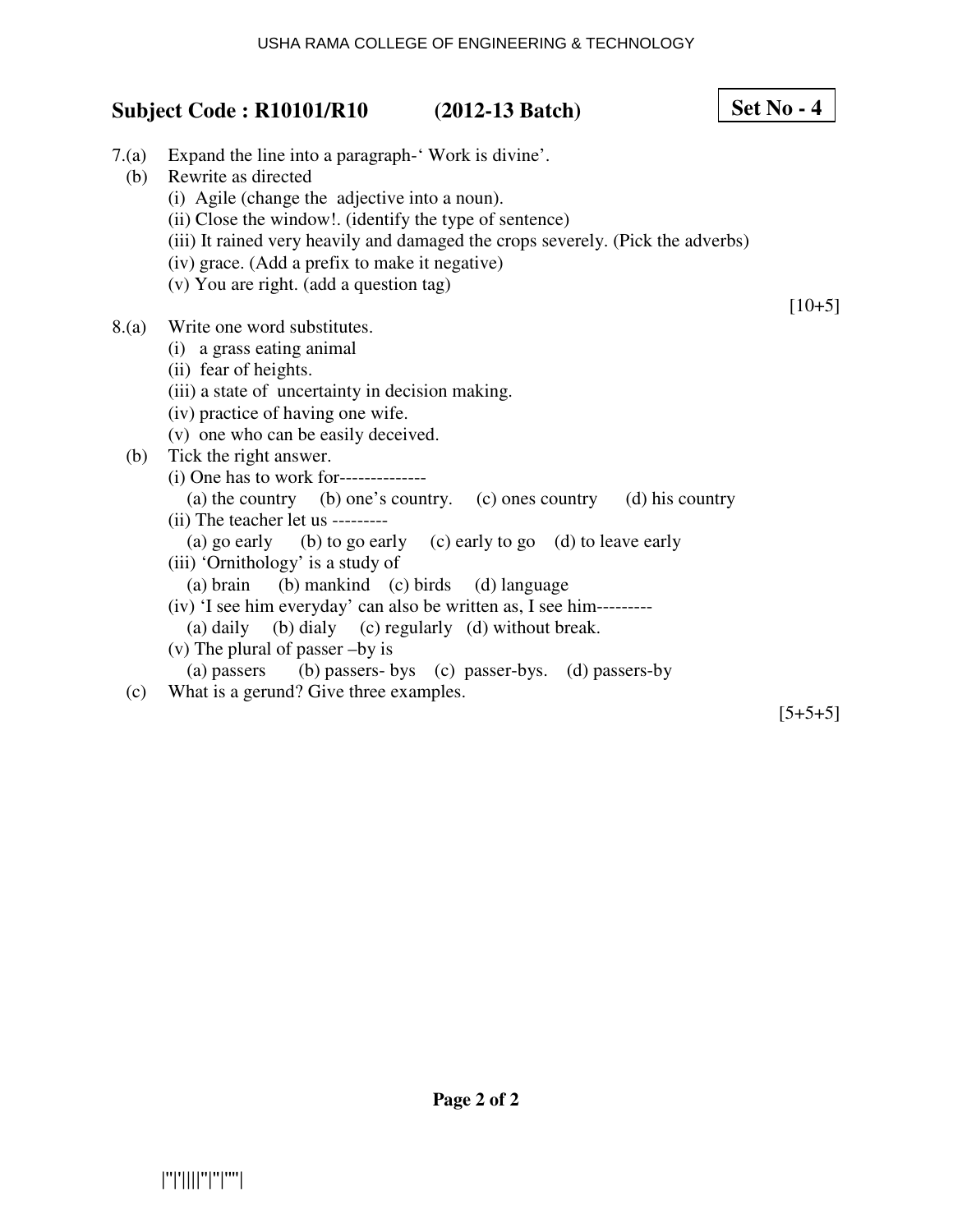**Subject Code : R10101/R10 (2012-13 Batch)** **Set No - 4**

7.(a) Expand the line into a paragraph-‘ Work is divine’.

(b) Rewrite as directed

(i) Agile (change the adjective into a noun).

(ii) Close the window!. (identify the type of sentence)

(iii) It rained very heavily and damaged the crops severely. (Pick the adverbs)

(iv) grace. (Add a prefix to make it negative)

(v) You are right. (add a question tag)

[10+5]

8.(a) Write one word substitutes.

(i) a grass eating animal

(ii) fear of heights.

(iii) a state of uncertainty in decision making.

(iv) practice of having one wife.

(v) one who can be easily deceived.

(b) Tick the right answer.

(i) One has to work for--------------

(a) the country (b) one’s country. (c) ones country (d) his country

(ii) The teacher let us ---------

(a) go early (b) to go early (c) early to go (d) to leave early

(iii) ‘Ornithology’ is a study of

(a) brain (b) mankind (c) birds (d) language

(iv) ‘I see him everyday’ can also be written as, I see him---------

(a) daily (b) dialy (c) regularly (d) without break.

(v) The plural of passer –by is

(a) passers (b) passers- bys (c) passer-bys. (d) passers-by

(c) What is a gerund? Give three examples.

[5+5+5]